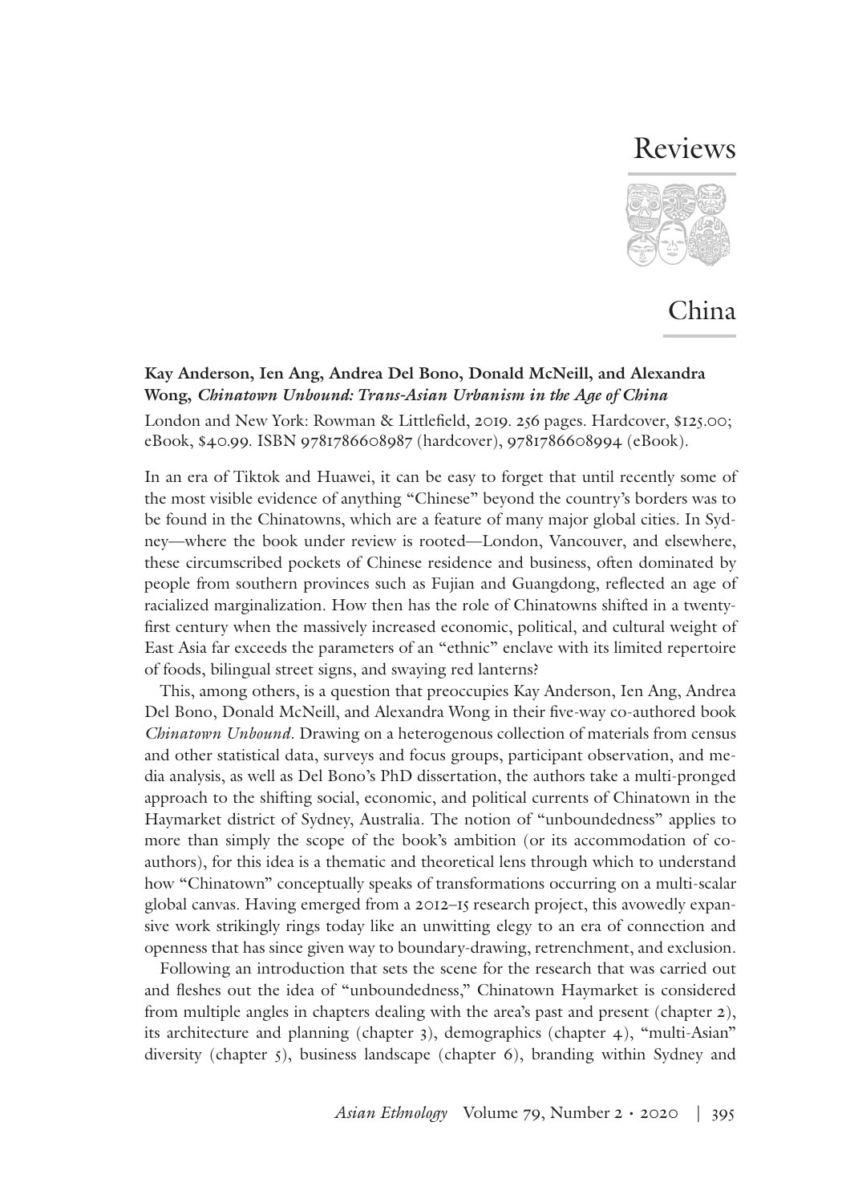# Reviews

## China

**Kay Anderson, Ien Ang, Andrea Del Bono, Donald McNeill, and Alexandra Wong, *Chinatown Unbound: Trans-Asian Urbanism in the Age of China***

London and New York: Rowman & Littlefield, 2019. 256 pages. Hardcover, $125.00; eBook, $40.99. ISBN 9781786608987 (hardcover), 9781786608994 (eBook).

In an era of Tiktok and Huawei, it can be easy to forget that until recently some of the most visible evidence of anything "Chinese" beyond the country's borders was to be found in the Chinatowns, which are a feature of many major global cities. In Sydney—where the book under review is rooted—London, Vancouver, and elsewhere, these circumscribed pockets of Chinese residence and business, often dominated by people from southern provinces such as Fujian and Guangdong, reflected an age of racialized marginalization. How then has the role of Chinatowns shifted in a twenty-first century when the massively increased economic, political, and cultural weight of East Asia far exceeds the parameters of an "ethnic" enclave with its limited repertoire of foods, bilingual street signs, and swaying red lanterns?

This, among others, is a question that preoccupies Kay Anderson, Ien Ang, Andrea Del Bono, Donald McNeill, and Alexandra Wong in their five-way co-authored book *Chinatown Unbound*. Drawing on a heterogenous collection of materials from census and other statistical data, surveys and focus groups, participant observation, and media analysis, as well as Del Bono's PhD dissertation, the authors take a multi-pronged approach to the shifting social, economic, and political currents of Chinatown in the Haymarket district of Sydney, Australia. The notion of "unboundedness" applies to more than simply the scope of the book's ambition (or its accommodation of co-authors), for this idea is a thematic and theoretical lens through which to understand how "Chinatown" conceptually speaks of transformations occurring on a multi-scalar global canvas. Having emerged from a 2012–15 research project, this avowedly expansive work strikingly rings today like an unwitting elegy to an era of connection and openness that has since given way to boundary-drawing, retrenchment, and exclusion.

Following an introduction that sets the scene for the research that was carried out and fleshes out the idea of "unboundedness," Chinatown Haymarket is considered from multiple angles in chapters dealing with the area's past and present (chapter 2), its architecture and planning (chapter 3), demographics (chapter 4), "multi-Asian" diversity (chapter 5), business landscape (chapter 6), branding within Sydney and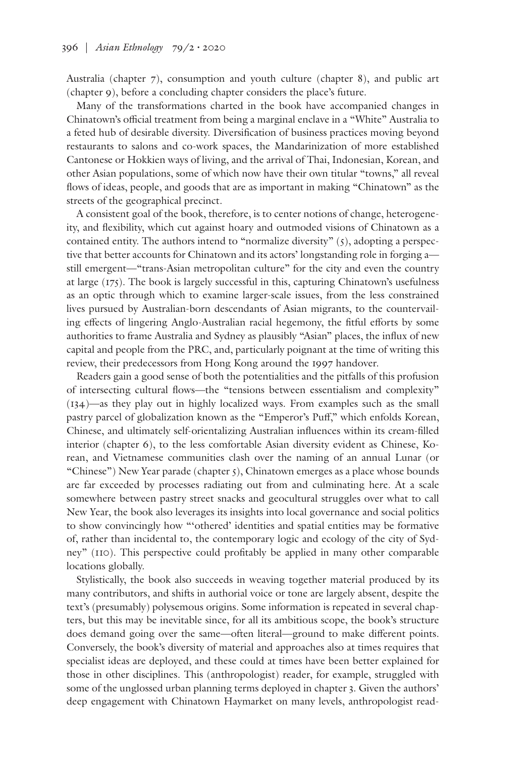Australia (chapter 7), consumption and youth culture (chapter 8), and public art (chapter 9), before a concluding chapter considers the place's future.

Many of the transformations charted in the book have accompanied changes in Chinatown's official treatment from being a marginal enclave in a "White" Australia to a feted hub of desirable diversity. Diversification of business practices moving beyond restaurants to salons and co-work spaces, the Mandarinization of more established Cantonese or Hokkien ways of living, and the arrival of Thai, Indonesian, Korean, and other Asian populations, some of which now have their own titular "towns," all reveal flows of ideas, people, and goods that are as important in making "Chinatown" as the streets of the geographical precinct.

A consistent goal of the book, therefore, is to center notions of change, heterogeneity, and flexibility, which cut against hoary and outmoded visions of Chinatown as a contained entity. The authors intend to "normalize diversity" (5), adopting a perspective that better accounts for Chinatown and its actors' longstanding role in forging a—still emergent—"trans-Asian metropolitan culture" for the city and even the country at large (175). The book is largely successful in this, capturing Chinatown's usefulness as an optic through which to examine larger-scale issues, from the less constrained lives pursued by Australian-born descendants of Asian migrants, to the countervailing effects of lingering Anglo-Australian racial hegemony, the fitful efforts by some authorities to frame Australia and Sydney as plausibly "Asian" places, the influx of new capital and people from the PRC, and, particularly poignant at the time of writing this review, their predecessors from Hong Kong around the 1997 handover.

Readers gain a good sense of both the potentialities and the pitfalls of this profusion of intersecting cultural flows—the "tensions between essentialism and complexity" (134)—as they play out in highly localized ways. From examples such as the small pastry parcel of globalization known as the "Emperor's Puff," which enfolds Korean, Chinese, and ultimately self-orientalizing Australian influences within its cream-filled interior (chapter 6), to the less comfortable Asian diversity evident as Chinese, Korean, and Vietnamese communities clash over the naming of an annual Lunar (or "Chinese") New Year parade (chapter 5), Chinatown emerges as a place whose bounds are far exceeded by processes radiating out from and culminating here. At a scale somewhere between pastry street snacks and geocultural struggles over what to call New Year, the book also leverages its insights into local governance and social politics to show convincingly how "'othered' identities and spatial entities may be formative of, rather than incidental to, the contemporary logic and ecology of the city of Sydney" (110). This perspective could profitably be applied in many other comparable locations globally.

Stylistically, the book also succeeds in weaving together material produced by its many contributors, and shifts in authorial voice or tone are largely absent, despite the text's (presumably) polysemous origins. Some information is repeated in several chapters, but this may be inevitable since, for all its ambitious scope, the book's structure does demand going over the same—often literal—ground to make different points. Conversely, the book's diversity of material and approaches also at times requires that specialist ideas are deployed, and these could at times have been better explained for those in other disciplines. This (anthropologist) reader, for example, struggled with some of the unglossed urban planning terms deployed in chapter 3. Given the authors' deep engagement with Chinatown Haymarket on many levels, anthropologist read-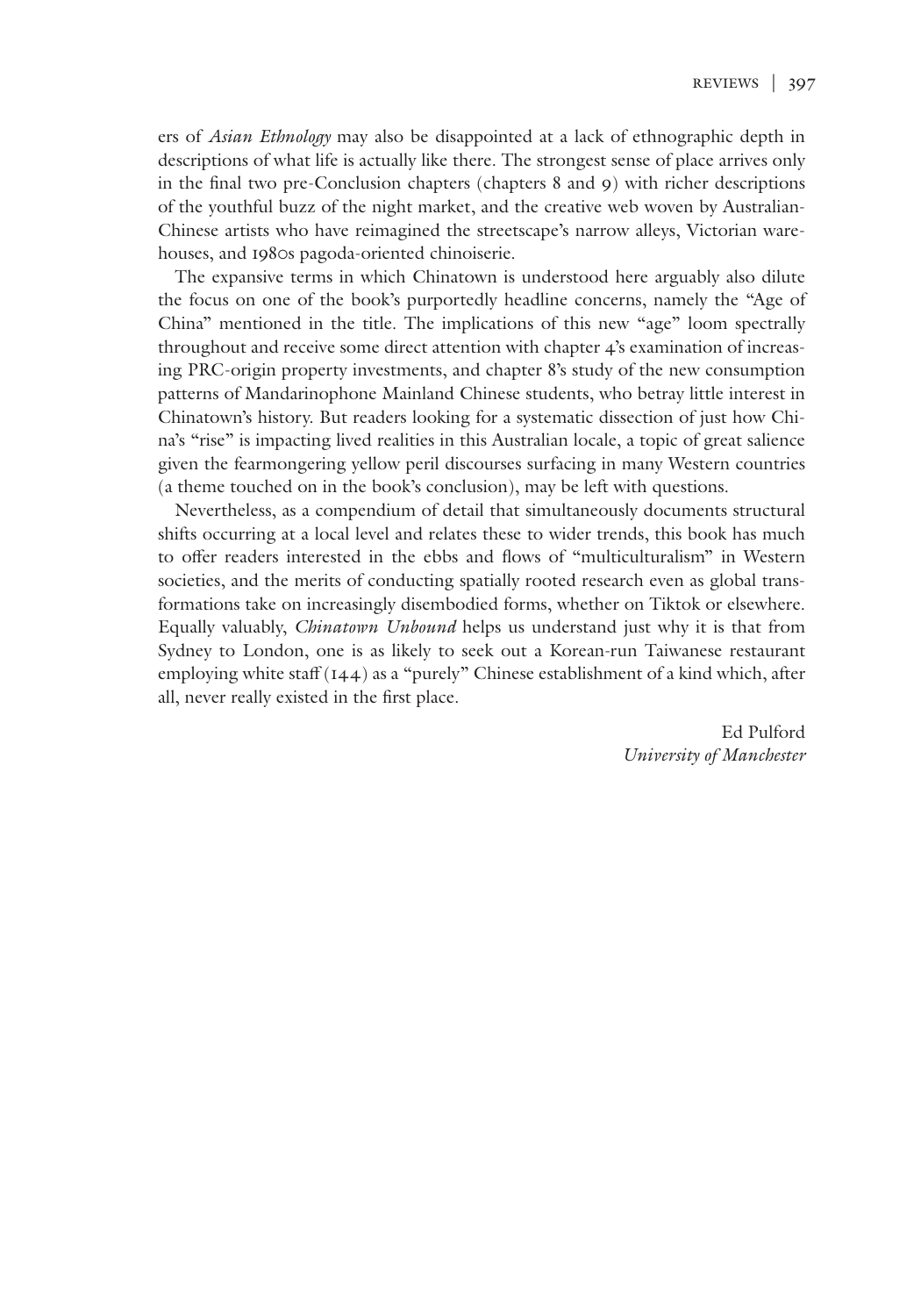ers of *Asian Ethnology* may also be disappointed at a lack of ethnographic depth in descriptions of what life is actually like there. The strongest sense of place arrives only in the final two pre-Conclusion chapters (chapters 8 and 9) with richer descriptions of the youthful buzz of the night market, and the creative web woven by Australian-Chinese artists who have reimagined the streetscape's narrow alleys, Victorian warehouses, and 1980s pagoda-oriented chinoiserie.

The expansive terms in which Chinatown is understood here arguably also dilute the focus on one of the book's purportedly headline concerns, namely the "Age of China" mentioned in the title. The implications of this new "age" loom spectrally throughout and receive some direct attention with chapter 4's examination of increasing PRC-origin property investments, and chapter 8's study of the new consumption patterns of Mandarinophone Mainland Chinese students, who betray little interest in Chinatown's history. But readers looking for a systematic dissection of just how China's "rise" is impacting lived realities in this Australian locale, a topic of great salience given the fearmongering yellow peril discourses surfacing in many Western countries (a theme touched on in the book's conclusion), may be left with questions.

Nevertheless, as a compendium of detail that simultaneously documents structural shifts occurring at a local level and relates these to wider trends, this book has much to offer readers interested in the ebbs and flows of "multiculturalism" in Western societies, and the merits of conducting spatially rooted research even as global transformations take on increasingly disembodied forms, whether on Tiktok or elsewhere. Equally valuably, *Chinatown Unbound* helps us understand just why it is that from Sydney to London, one is as likely to seek out a Korean-run Taiwanese restaurant employing white staff (144) as a "purely" Chinese establishment of a kind which, after all, never really existed in the first place.

Ed Pulford
*University of Manchester*